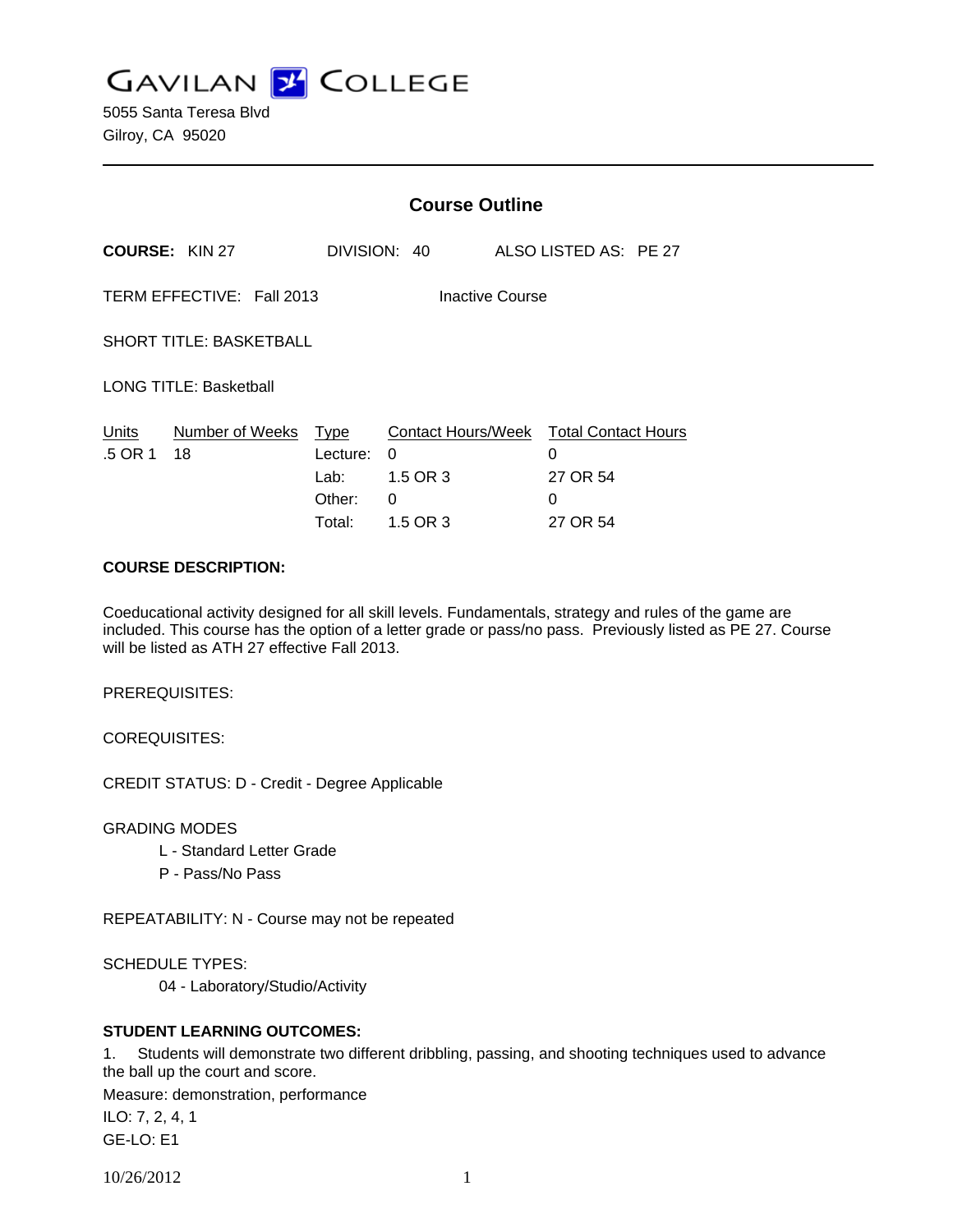# GAVILAN COLLEGE

5055 Santa Teresa Blvd
Gilroy, CA 95020

---

## Course Outline

**COURSE:** KIN 27 DIVISION: 40 ALSO LISTED AS: PE 27

TERM EFFECTIVE: Fall 2013 Inactive Course

SHORT TITLE: BASKETBALL

LONG TITLE: Basketball

| Units | Number of Weeks | Type | Contact Hours/Week | Total Contact Hours |
|---|---|---|---|---|
| .5 OR 1 | 18 | Lecture: | 0 | 0 |
| | | Lab: | 1.5 OR 3 | 27 OR 54 |
| | | Other: | 0 | 0 |
| | | Total: | 1.5 OR 3 | 27 OR 54 |

**COURSE DESCRIPTION:**

Coeducational activity designed for all skill levels. Fundamentals, strategy and rules of the game are included. This course has the option of a letter grade or pass/no pass. Previously listed as PE 27. Course will be listed as ATH 27 effective Fall 2013.

PREREQUISITES:

COREQUISITES:

CREDIT STATUS: D - Credit - Degree Applicable

GRADING MODES

- L - Standard Letter Grade
- P - Pass/No Pass

REPEATABILITY: N - Course may not be repeated

SCHEDULE TYPES:

- 04 - Laboratory/Studio/Activity

**STUDENT LEARNING OUTCOMES:**

1. Students will demonstrate two different dribbling, passing, and shooting techniques used to advance the ball up the court and score.

Measure: demonstration, performance

ILO: 7, 2, 4, 1

GE-LO: E1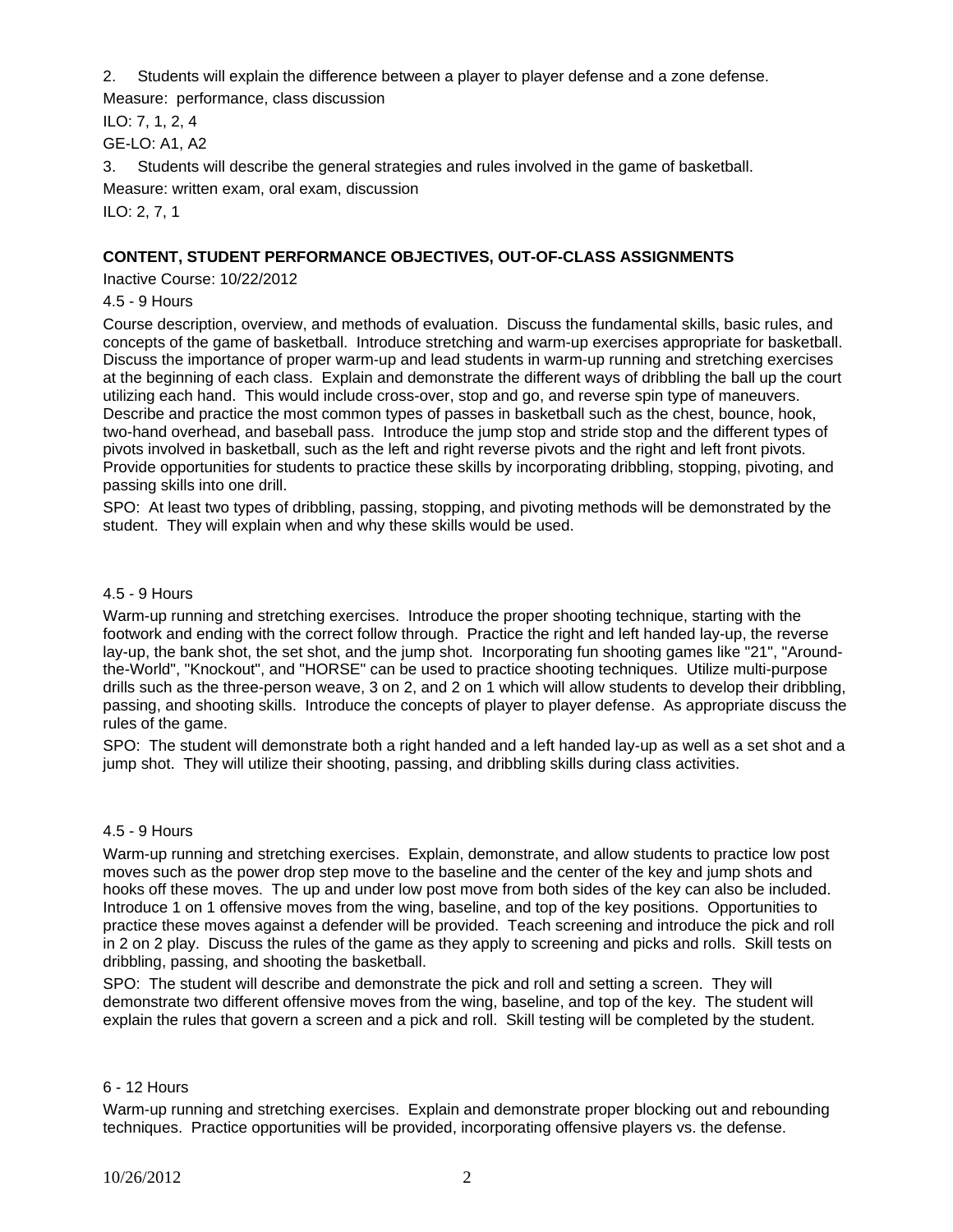2. Students will explain the difference between a player to player defense and a zone defense.

Measure: performance, class discussion

ILO: 7, 1, 2, 4

GE-LO: A1, A2

3. Students will describe the general strategies and rules involved in the game of basketball.

Measure: written exam, oral exam, discussion

ILO: 2, 7, 1

**CONTENT, STUDENT PERFORMANCE OBJECTIVES, OUT-OF-CLASS ASSIGNMENTS**

Inactive Course: 10/22/2012

4.5 - 9 Hours

Course description, overview, and methods of evaluation. Discuss the fundamental skills, basic rules, and concepts of the game of basketball. Introduce stretching and warm-up exercises appropriate for basketball. Discuss the importance of proper warm-up and lead students in warm-up running and stretching exercises at the beginning of each class. Explain and demonstrate the different ways of dribbling the ball up the court utilizing each hand. This would include cross-over, stop and go, and reverse spin type of maneuvers. Describe and practice the most common types of passes in basketball such as the chest, bounce, hook, two-hand overhead, and baseball pass. Introduce the jump stop and stride stop and the different types of pivots involved in basketball, such as the left and right reverse pivots and the right and left front pivots. Provide opportunities for students to practice these skills by incorporating dribbling, stopping, pivoting, and passing skills into one drill.

SPO: At least two types of dribbling, passing, stopping, and pivoting methods will be demonstrated by the student. They will explain when and why these skills would be used.

4.5 - 9 Hours

Warm-up running and stretching exercises. Introduce the proper shooting technique, starting with the footwork and ending with the correct follow through. Practice the right and left handed lay-up, the reverse lay-up, the bank shot, the set shot, and the jump shot. Incorporating fun shooting games like "21", "Around-the-World", "Knockout", and "HORSE" can be used to practice shooting techniques. Utilize multi-purpose drills such as the three-person weave, 3 on 2, and 2 on 1 which will allow students to develop their dribbling, passing, and shooting skills. Introduce the concepts of player to player defense. As appropriate discuss the rules of the game.

SPO: The student will demonstrate both a right handed and a left handed lay-up as well as a set shot and a jump shot. They will utilize their shooting, passing, and dribbling skills during class activities.

4.5 - 9 Hours

Warm-up running and stretching exercises. Explain, demonstrate, and allow students to practice low post moves such as the power drop step move to the baseline and the center of the key and jump shots and hooks off these moves. The up and under low post move from both sides of the key can also be included. Introduce 1 on 1 offensive moves from the wing, baseline, and top of the key positions. Opportunities to practice these moves against a defender will be provided. Teach screening and introduce the pick and roll in 2 on 2 play. Discuss the rules of the game as they apply to screening and picks and rolls. Skill tests on dribbling, passing, and shooting the basketball.

SPO: The student will describe and demonstrate the pick and roll and setting a screen. They will demonstrate two different offensive moves from the wing, baseline, and top of the key. The student will explain the rules that govern a screen and a pick and roll. Skill testing will be completed by the student.

6 - 12 Hours

Warm-up running and stretching exercises. Explain and demonstrate proper blocking out and rebounding techniques. Practice opportunities will be provided, incorporating offensive players vs. the defense.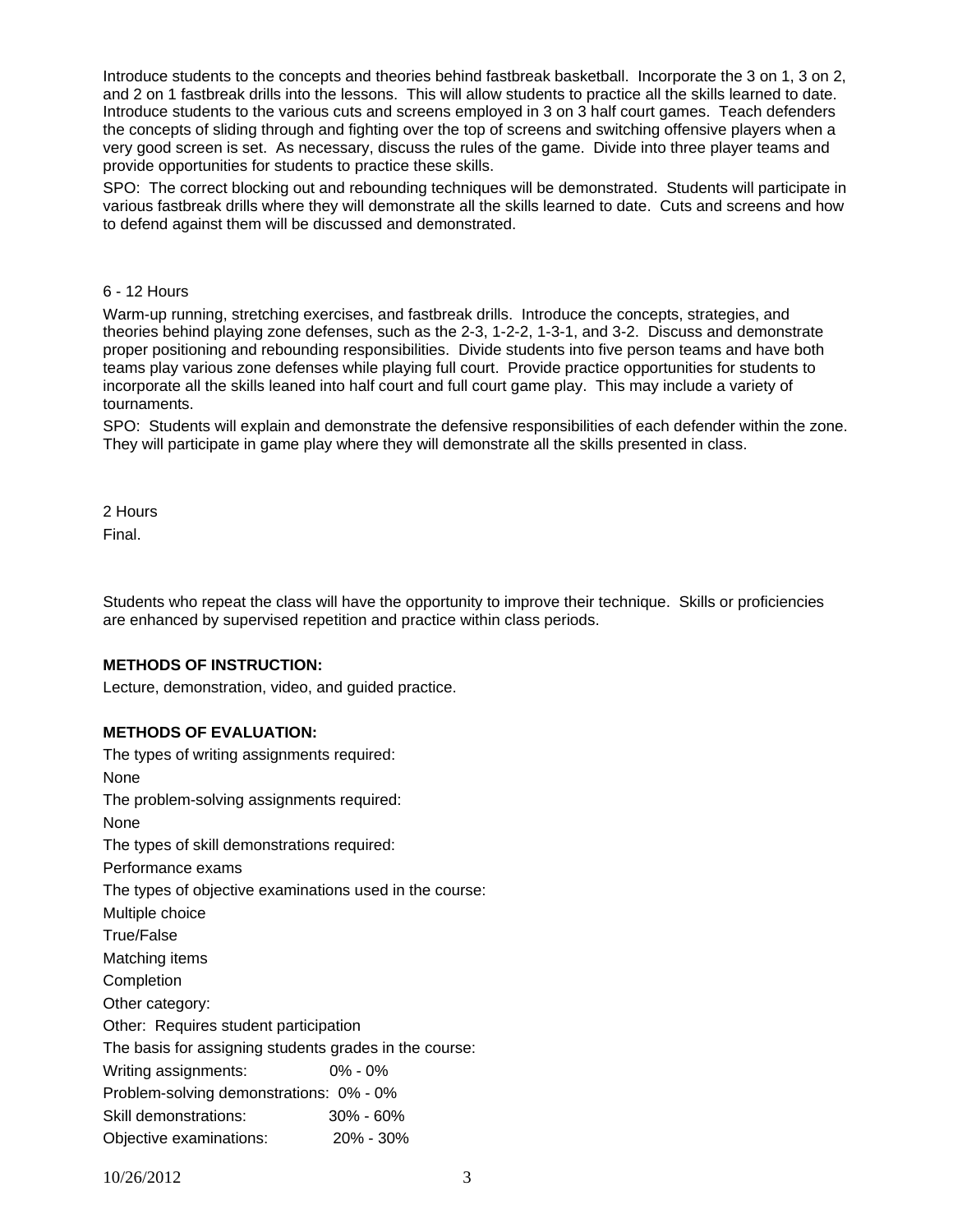Introduce students to the concepts and theories behind fastbreak basketball. Incorporate the 3 on 1, 3 on 2, and 2 on 1 fastbreak drills into the lessons. This will allow students to practice all the skills learned to date. Introduce students to the various cuts and screens employed in 3 on 3 half court games. Teach defenders the concepts of sliding through and fighting over the top of screens and switching offensive players when a very good screen is set. As necessary, discuss the rules of the game. Divide into three player teams and provide opportunities for students to practice these skills.

SPO: The correct blocking out and rebounding techniques will be demonstrated. Students will participate in various fastbreak drills where they will demonstrate all the skills learned to date. Cuts and screens and how to defend against them will be discussed and demonstrated.

6 - 12 Hours

Warm-up running, stretching exercises, and fastbreak drills. Introduce the concepts, strategies, and theories behind playing zone defenses, such as the 2-3, 1-2-2, 1-3-1, and 3-2. Discuss and demonstrate proper positioning and rebounding responsibilities. Divide students into five person teams and have both teams play various zone defenses while playing full court. Provide practice opportunities for students to incorporate all the skills leaned into half court and full court game play. This may include a variety of tournaments.

SPO: Students will explain and demonstrate the defensive responsibilities of each defender within the zone. They will participate in game play where they will demonstrate all the skills presented in class.

2 Hours

Final.

Students who repeat the class will have the opportunity to improve their technique. Skills or proficiencies are enhanced by supervised repetition and practice within class periods.

**METHODS OF INSTRUCTION:**

Lecture, demonstration, video, and guided practice.

**METHODS OF EVALUATION:**

The types of writing assignments required:

None

The problem-solving assignments required:

None

The types of skill demonstrations required:

Performance exams

The types of objective examinations used in the course:

Multiple choice

True/False

Matching items

Completion

Other category:

Other: Requires student participation

The basis for assigning students grades in the course:

Writing assignments: 0% - 0%

Problem-solving demonstrations: 0% - 0%

Skill demonstrations: 30% - 60%

Objective examinations: 20% - 30%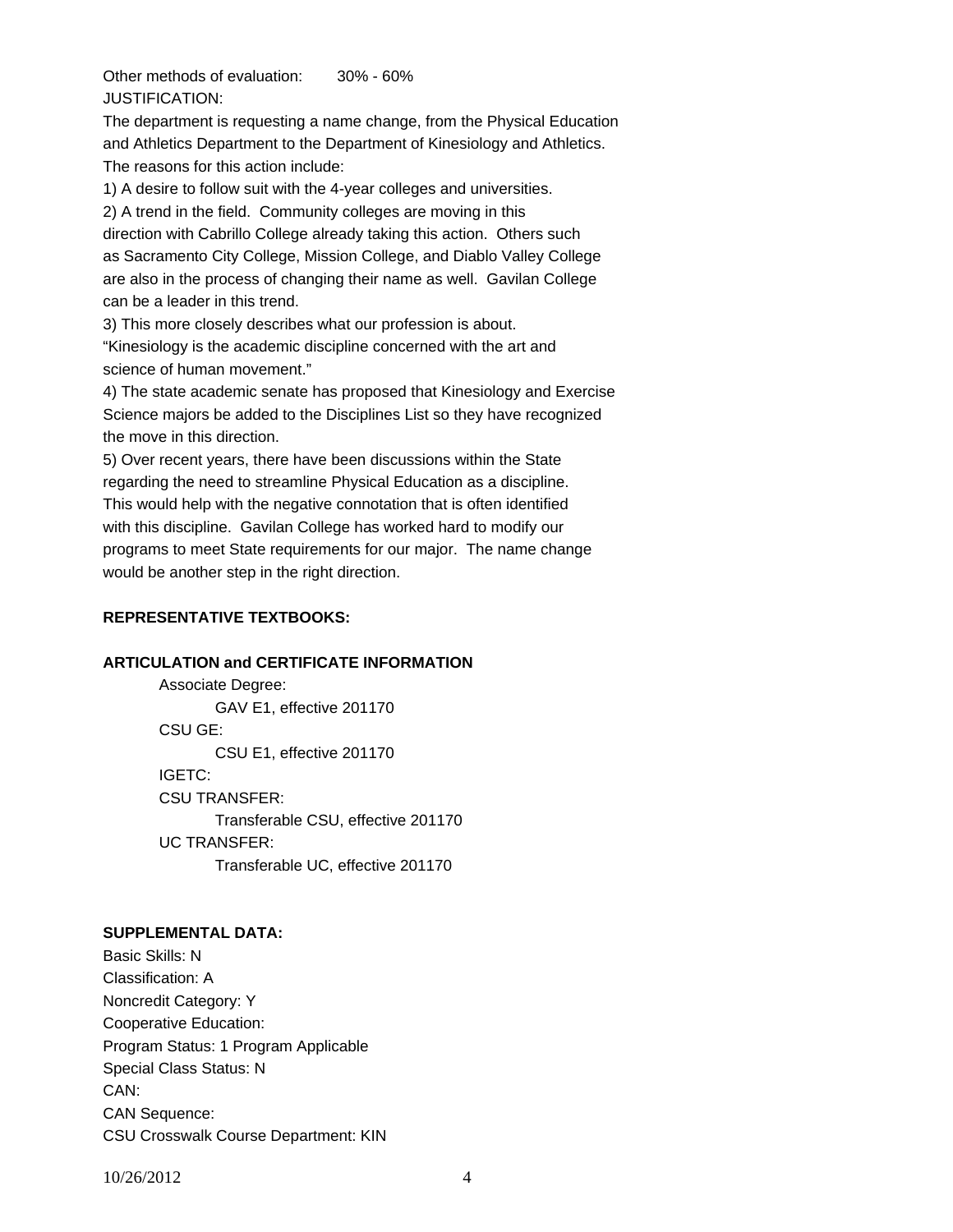Other methods of evaluation: 30% - 60%

JUSTIFICATION:

The department is requesting a name change, from the Physical Education and Athletics Department to the Department of Kinesiology and Athletics. The reasons for this action include:

1) A desire to follow suit with the 4-year colleges and universities.
2) A trend in the field. Community colleges are moving in this direction with Cabrillo College already taking this action. Others such as Sacramento City College, Mission College, and Diablo Valley College are also in the process of changing their name as well. Gavilan College can be a leader in this trend.
3) This more closely describes what our profession is about. "Kinesiology is the academic discipline concerned with the art and science of human movement."
4) The state academic senate has proposed that Kinesiology and Exercise Science majors be added to the Disciplines List so they have recognized the move in this direction.
5) Over recent years, there have been discussions within the State regarding the need to streamline Physical Education as a discipline. This would help with the negative connotation that is often identified with this discipline. Gavilan College has worked hard to modify our programs to meet State requirements for our major. The name change would be another step in the right direction.

**REPRESENTATIVE TEXTBOOKS:**

**ARTICULATION and CERTIFICATE INFORMATION**

Associate Degree:
GAV E1, effective 201170
CSU GE:
CSU E1, effective 201170
IGETC:
CSU TRANSFER:
Transferable CSU, effective 201170
UC TRANSFER:
Transferable UC, effective 201170

**SUPPLEMENTAL DATA:**

Basic Skills: N
Classification: A
Noncredit Category: Y
Cooperative Education:
Program Status: 1 Program Applicable
Special Class Status: N
CAN:
CAN Sequence:
CSU Crosswalk Course Department: KIN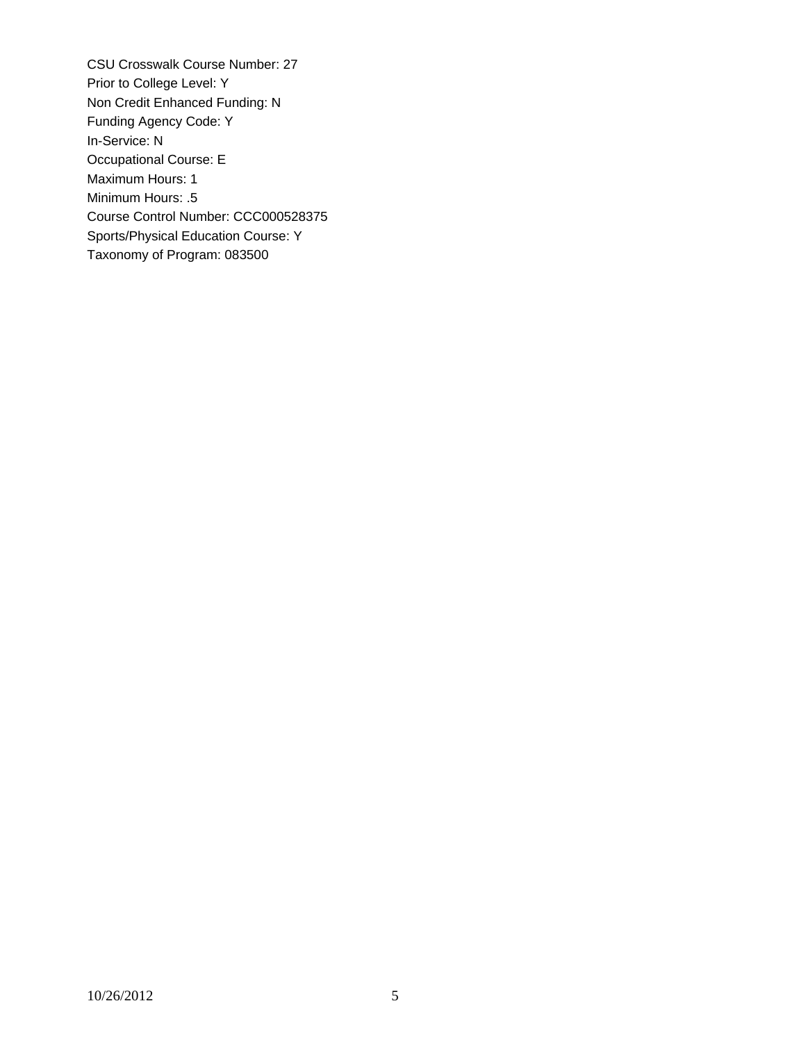CSU Crosswalk Course Number: 27
Prior to College Level: Y
Non Credit Enhanced Funding: N
Funding Agency Code: Y
In-Service: N
Occupational Course: E
Maximum Hours: 1
Minimum Hours: .5
Course Control Number: CCC000528375
Sports/Physical Education Course: Y
Taxonomy of Program: 083500